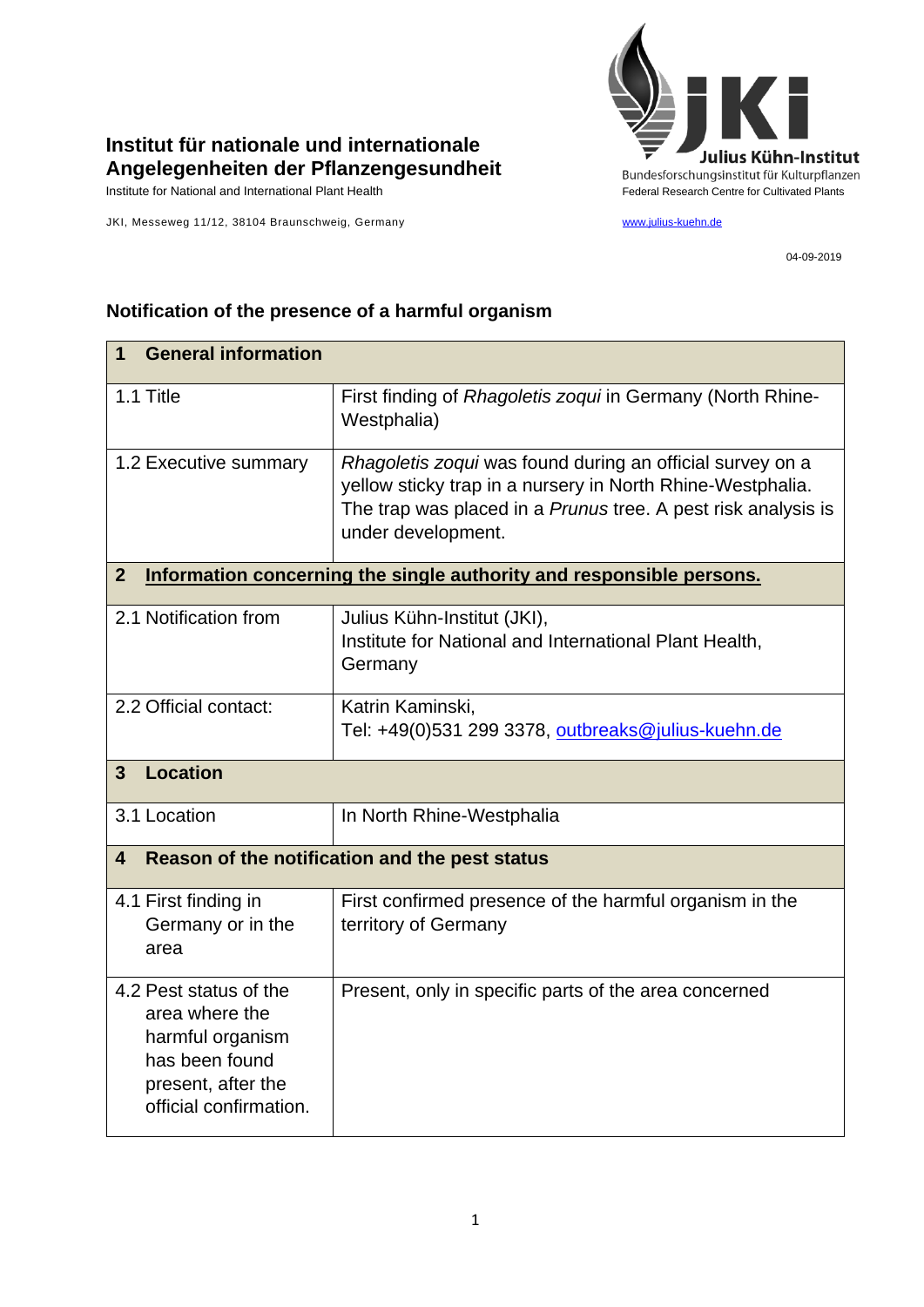**Institut für nationale und internationale Angelegenheiten der Pflanzengesundheit**
Institute for National and International Plant Health

Julius Kühn-Institut
Bundesforschungsinstitut für Kulturpflanzen
Federal Research Centre for Cultivated Plants

JKI, Messeweg 11/12, 38104 Braunschweig, Germany

www.julius-kuehn.de

04-09-2019

## Notification of the presence of a harmful organism

| **1 General information** | |
|---|---|
| 1.1 Title | First finding of *Rhagoletis zoqui* in Germany (North Rhine-Westphalia) |
| 1.2 Executive summary | *Rhagoletis zoqui* was found during an official survey on a yellow sticky trap in a nursery in North Rhine-Westphalia. The trap was placed in a *Prunus* tree. A pest risk analysis is under development. |
| **2 Information concerning the single authority and responsible persons.** | |
| 2.1 Notification from | Julius Kühn-Institut (JKI), Institute for National and International Plant Health, Germany |
| 2.2 Official contact: | Katrin Kaminski, Tel: +49(0)531 299 3378, outbreaks@julius-kuehn.de |
| **3 Location** | |
| 3.1 Location | In North Rhine-Westphalia |
| **4 Reason of the notification and the pest status** | |
| 4.1 First finding in Germany or in the area | First confirmed presence of the harmful organism in the territory of Germany |
| 4.2 Pest status of the area where the harmful organism has been found present, after the official confirmation. | Present, only in specific parts of the area concerned |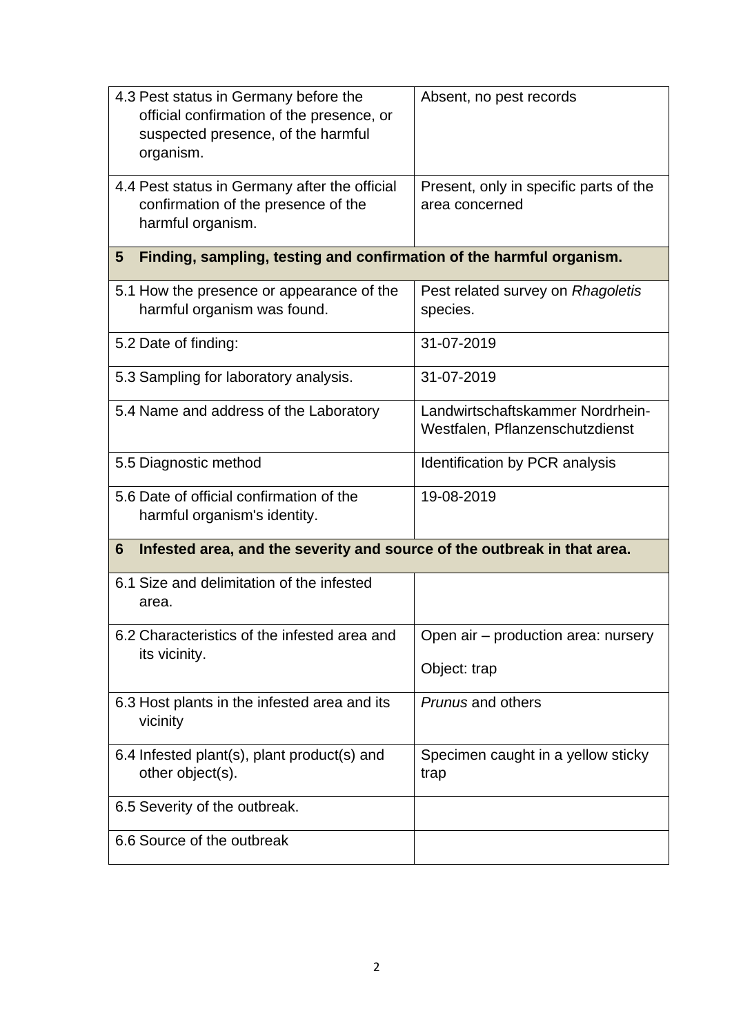| | |
|---|---|
| 4.3 Pest status in Germany before the official confirmation of the presence, or suspected presence, of the harmful organism. | Absent, no pest records |
| 4.4 Pest status in Germany after the official confirmation of the presence of the harmful organism. | Present, only in specific parts of the area concerned |
| **5 Finding, sampling, testing and confirmation of the harmful organism.** | |
| 5.1 How the presence or appearance of the harmful organism was found. | Pest related survey on *Rhagoletis* species. |
| 5.2 Date of finding: | 31-07-2019 |
| 5.3 Sampling for laboratory analysis. | 31-07-2019 |
| 5.4 Name and address of the Laboratory | Landwirtschaftskammer Nordrhein-Westfalen, Pflanzenschutzdienst |
| 5.5 Diagnostic method | Identification by PCR analysis |
| 5.6 Date of official confirmation of the harmful organism's identity. | 19-08-2019 |
| **6 Infested area, and the severity and source of the outbreak in that area.** | |
| 6.1 Size and delimitation of the infested area. | |
| 6.2 Characteristics of the infested area and its vicinity. | Open air – production area: nursery<br><br>Object: trap |
| 6.3 Host plants in the infested area and its vicinity | *Prunus* and others |
| 6.4 Infested plant(s), plant product(s) and other object(s). | Specimen caught in a yellow sticky trap |
| 6.5 Severity of the outbreak. | |
| 6.6 Source of the outbreak | |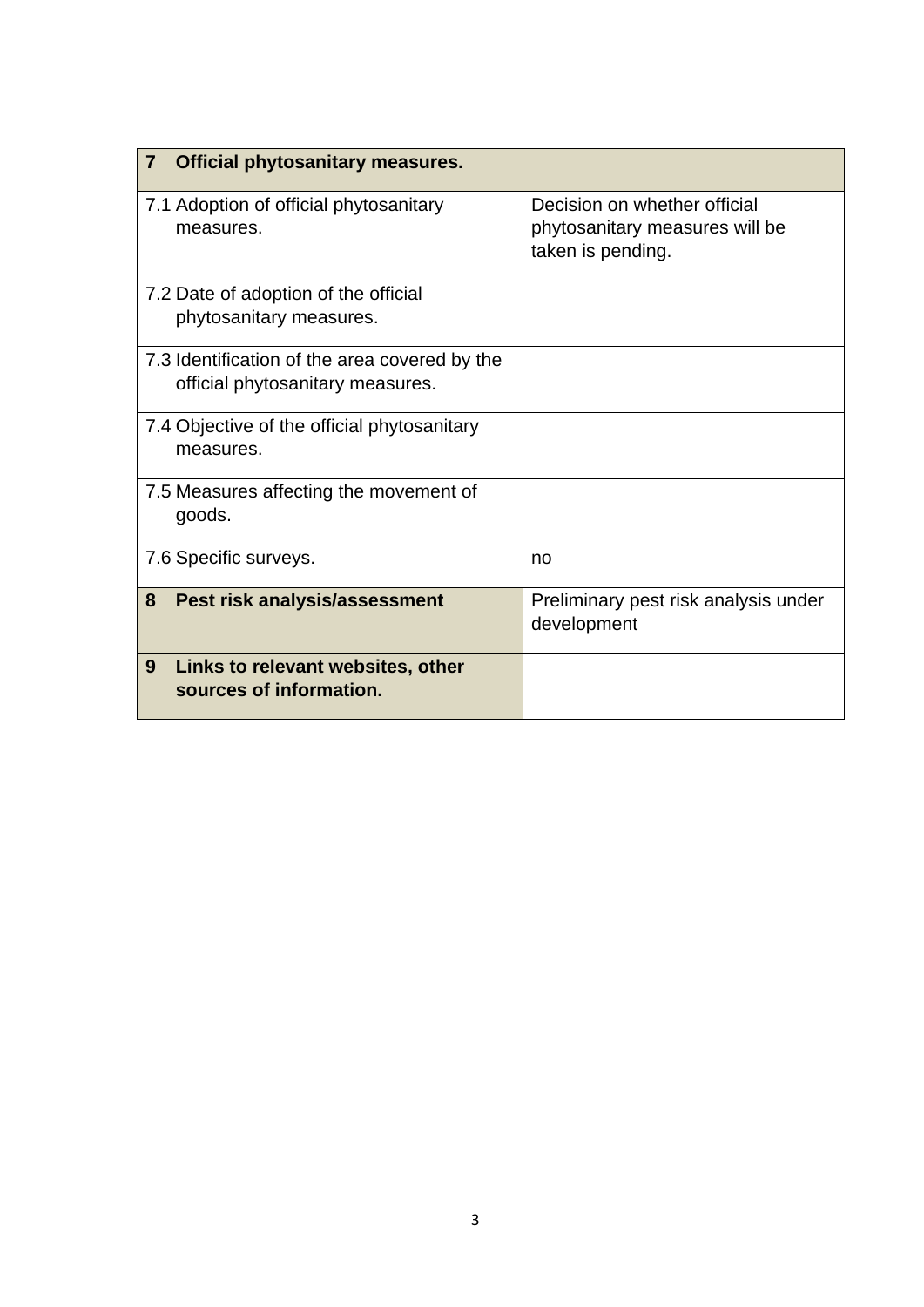| | |
|---|---|
| **7 Official phytosanitary measures.** | |
| 7.1 Adoption of official phytosanitary measures. | Decision on whether official phytosanitary measures will be taken is pending. |
| 7.2 Date of adoption of the official phytosanitary measures. | |
| 7.3 Identification of the area covered by the official phytosanitary measures. | |
| 7.4 Objective of the official phytosanitary measures. | |
| 7.5 Measures affecting the movement of goods. | |
| 7.6 Specific surveys. | no |
| **8 Pest risk analysis/assessment** | Preliminary pest risk analysis under development |
| **9 Links to relevant websites, other sources of information.** | |